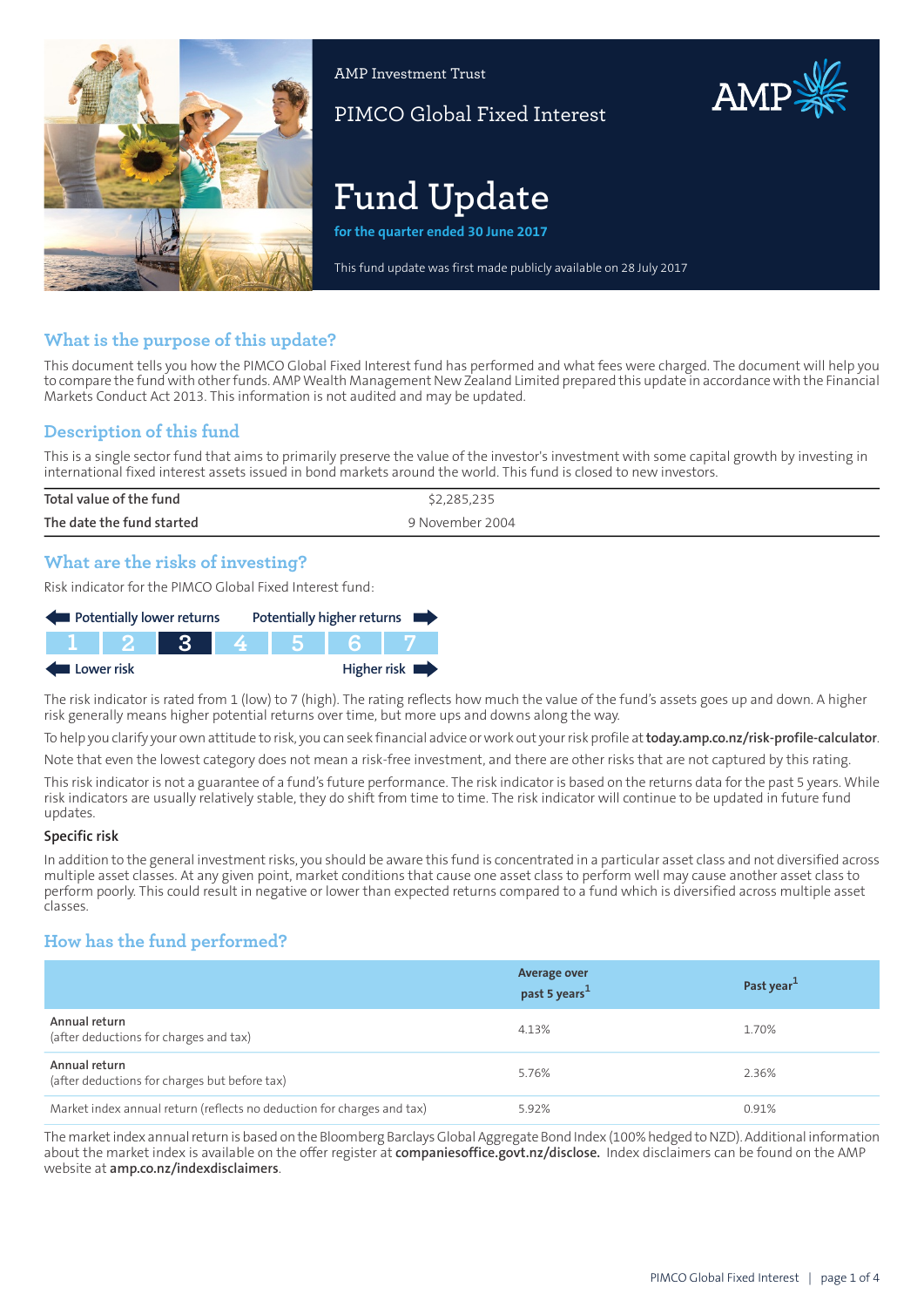AMP Investment Trust

PIMCO Global Fixed Interest

# Fund Update

**for the quarter ended 30 June 2017**

This fund update was first made publicly available on 28 July 2017

## What is the purpose of this update?

This document tells you how the PIMCO Global Fixed Interest fund has performed and what fees were charged. The document will help you to compare the fund with other funds. AMP Wealth Management New Zealand Limited prepared this update in accordance with the Financial Markets Conduct Act 2013. This information is not audited and may be updated.

## Description of this fund

This is a single sector fund that aims to primarily preserve the value of the investor's investment with some capital growth by investing in international fixed interest assets issued in bond markets around the world. This fund is closed to new investors.

| | |
|---|---|
| Total value of the fund | $2,285,235 |
| The date the fund started | 9 November 2004 |

## What are the risks of investing?

Risk indicator for the PIMCO Global Fixed Interest fund:

Potentially lower returns ← → Potentially higher returns

| 1 | 2 | **3** | 4 | 5 | 6 | 7 |
|---|---|---|---|---|---|---|

Lower risk ← → Higher risk

The risk indicator is rated from 1 (low) to 7 (high). The rating reflects how much the value of the fund's assets goes up and down. A higher risk generally means higher potential returns over time, but more ups and downs along the way.

To help you clarify your own attitude to risk, you can seek financial advice or work out your risk profile at **today.amp.co.nz/risk-profile-calculator**.

Note that even the lowest category does not mean a risk-free investment, and there are other risks that are not captured by this rating.

This risk indicator is not a guarantee of a fund's future performance. The risk indicator is based on the returns data for the past 5 years. While risk indicators are usually relatively stable, they do shift from time to time. The risk indicator will continue to be updated in future fund updates.

### Specific risk

In addition to the general investment risks, you should be aware this fund is concentrated in a particular asset class and not diversified across multiple asset classes. At any given point, market conditions that cause one asset class to perform well may cause another asset class to perform poorly. This could result in negative or lower than expected returns compared to a fund which is diversified across multiple asset classes.

## How has the fund performed?

| | Average over past 5 years[1] | Past year[1] |
|---|---|---|
| Annual return (after deductions for charges and tax) | 4.13% | 1.70% |
| Annual return (after deductions for charges but before tax) | 5.76% | 2.36% |
| Market index annual return (reflects no deduction for charges and tax) | 5.92% | 0.91% |

The market index annual return is based on the Bloomberg Barclays Global Aggregate Bond Index (100% hedged to NZD). Additional information about the market index is available on the offer register at **companiesoffice.govt.nz/disclose.** Index disclaimers can be found on the AMP website at **amp.co.nz/indexdisclaimers**.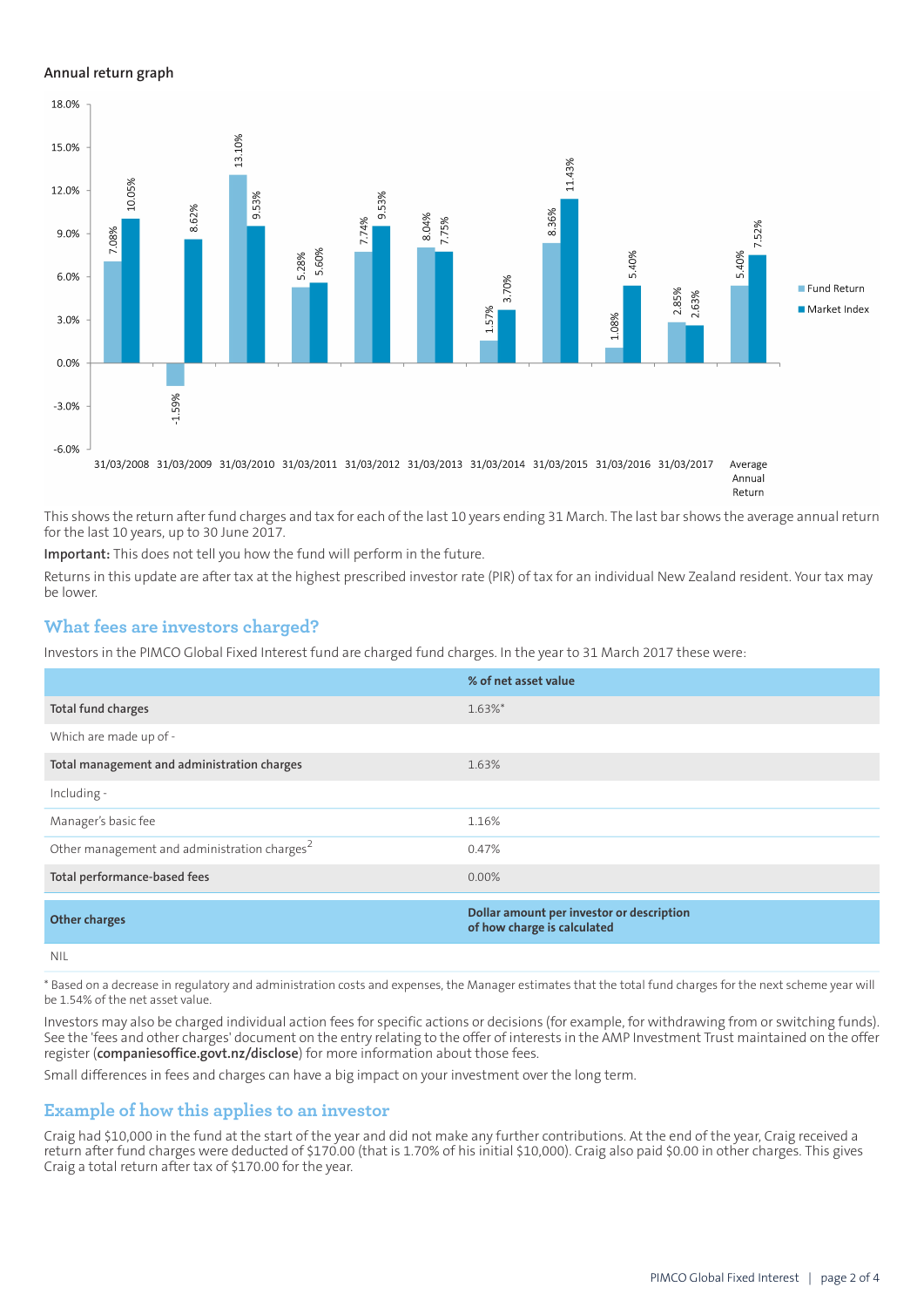### Annual return graph

| Year | Fund Return | Market Index |
|---|---|---|
| 31/03/2008 | 7.08% | 10.05% |
| 31/03/2009 | -1.59% | 8.62% |
| 31/03/2010 | 13.10% | 9.53% |
| 31/03/2011 | 5.28% | 5.60% |
| 31/03/2012 | 7.74% | 9.53% |
| 31/03/2013 | 8.04% | 7.75% |
| 31/03/2014 | 1.57% | 3.70% |
| 31/03/2015 | 8.36% | 11.43% |
| 31/03/2016 | 1.08% | 5.40% |
| 31/03/2017 | 2.85% | 2.63% |
| Average Annual Return | 5.40% | 7.52% |

This shows the return after fund charges and tax for each of the last 10 years ending 31 March. The last bar shows the average annual return for the last 10 years, up to 30 June 2017.

**Important:** This does not tell you how the fund will perform in the future.

Returns in this update are after tax at the highest prescribed investor rate (PIR) of tax for an individual New Zealand resident. Your tax may be lower.

## What fees are investors charged?

Investors in the PIMCO Global Fixed Interest fund are charged fund charges. In the year to 31 March 2017 these were:

| | % of net asset value |
|---|---|
| **Total fund charges** | 1.63%* |
| Which are made up of - | |
| **Total management and administration charges** | 1.63% |
| Including - | |
| Manager's basic fee | 1.16% |
| Other management and administration charges[2] | 0.47% |
| **Total performance-based fees** | 0.00% |
| **Other charges** | **Dollar amount per investor or description of how charge is calculated** |
| NIL | |

* Based on a decrease in regulatory and administration costs and expenses, the Manager estimates that the total fund charges for the next scheme year will be 1.54% of the net asset value.

Investors may also be charged individual action fees for specific actions or decisions (for example, for withdrawing from or switching funds). See the 'fees and other charges' document on the entry relating to the offer of interests in the AMP Investment Trust maintained on the offer register (**companiesoffice.govt.nz/disclose**) for more information about those fees.

Small differences in fees and charges can have a big impact on your investment over the long term.

## Example of how this applies to an investor

Craig had $10,000 in the fund at the start of the year and did not make any further contributions. At the end of the year, Craig received a return after fund charges were deducted of $170.00 (that is 1.70% of his initial $10,000). Craig also paid $0.00 in other charges. This gives Craig a total return after tax of $170.00 for the year.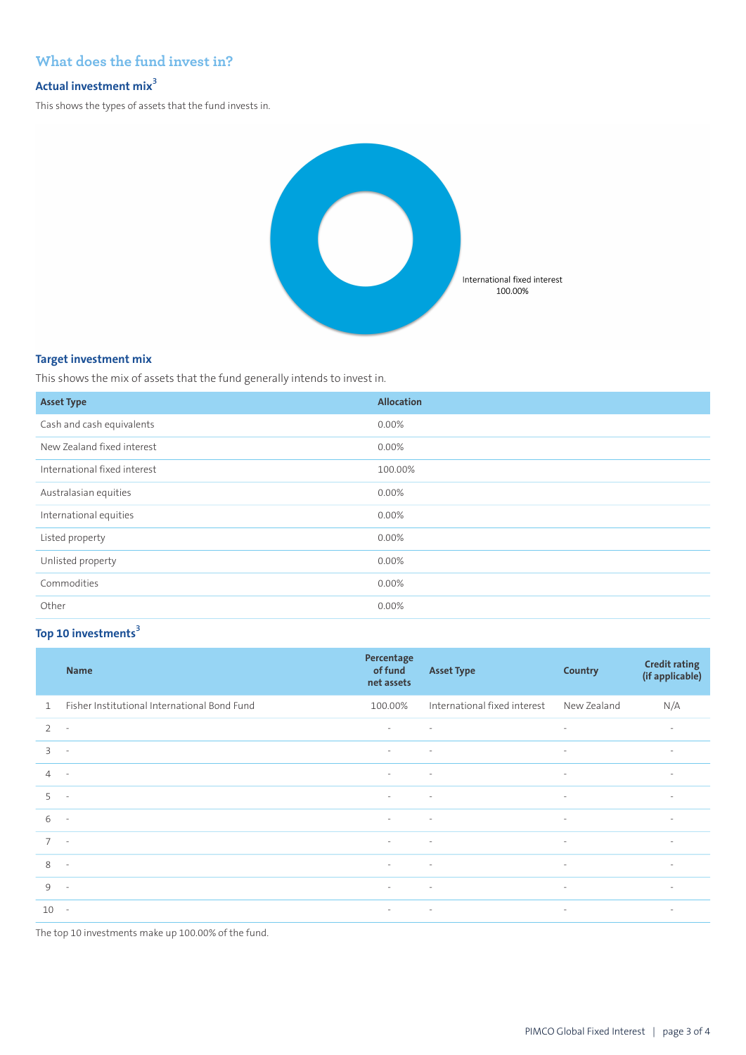## What does the fund invest in?

### Actual investment mix[3]

This shows the types of assets that the fund invests in.

International fixed interest 100.00%

### Target investment mix

This shows the mix of assets that the fund generally intends to invest in.

| Asset Type | Allocation |
|---|---|
| Cash and cash equivalents | 0.00% |
| New Zealand fixed interest | 0.00% |
| International fixed interest | 100.00% |
| Australasian equities | 0.00% |
| International equities | 0.00% |
| Listed property | 0.00% |
| Unlisted property | 0.00% |
| Commodities | 0.00% |
| Other | 0.00% |

### Top 10 investments[3]

| | Name | Percentage of fund net assets | Asset Type | Country | Credit rating (if applicable) |
|---|---|---|---|---|---|
| 1 | Fisher Institutional International Bond Fund | 100.00% | International fixed interest | New Zealand | N/A |
| 2 | - | - | - | - | - |
| 3 | - | - | - | - | - |
| 4 | - | - | - | - | - |
| 5 | - | - | - | - | - |
| 6 | - | - | - | - | - |
| 7 | - | - | - | - | - |
| 8 | - | - | - | - | - |
| 9 | - | - | - | - | - |
| 10 | - | - | - | - | - |

The top 10 investments make up 100.00% of the fund.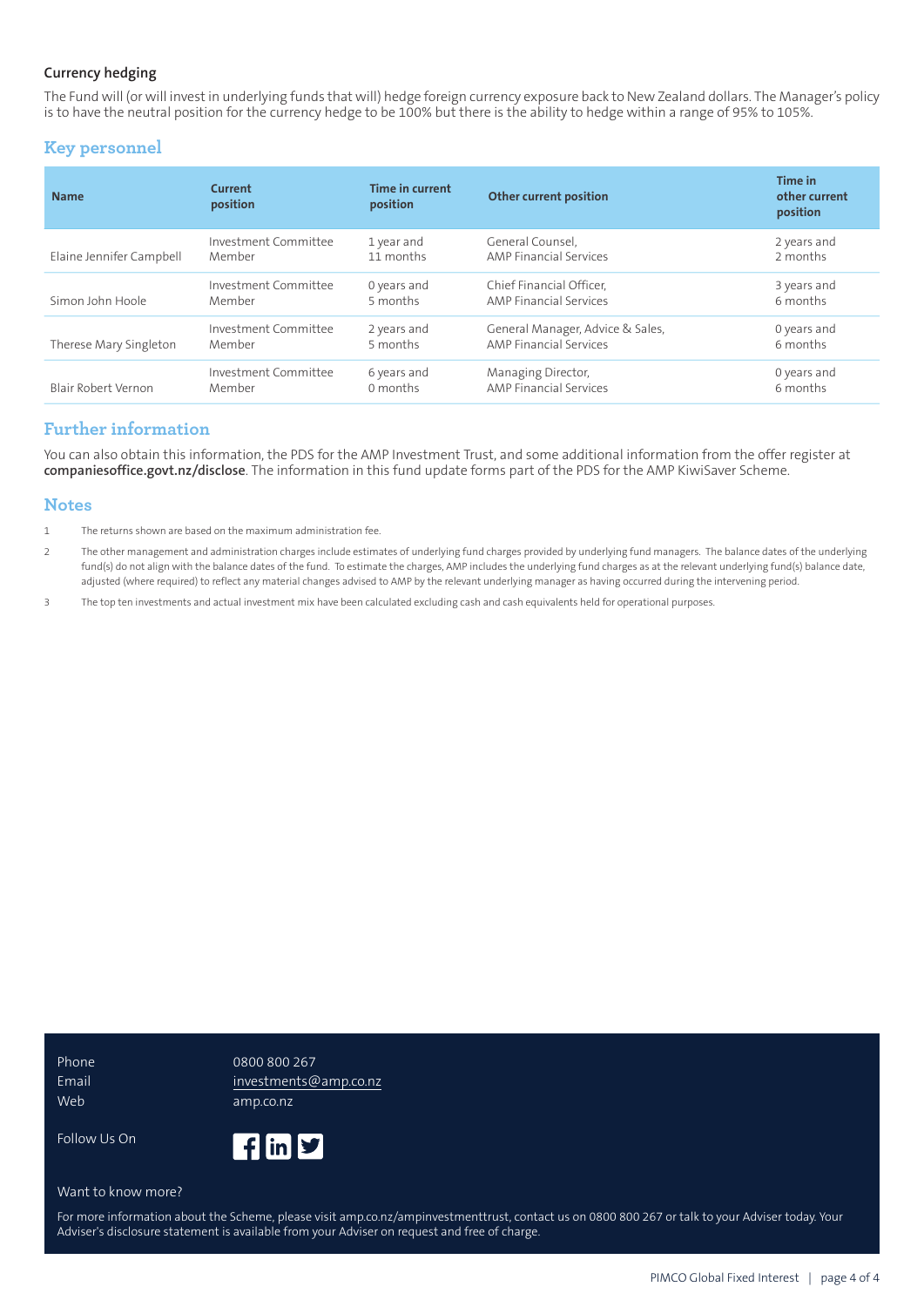### Currency hedging

The Fund will (or will invest in underlying funds that will) hedge foreign currency exposure back to New Zealand dollars. The Manager's policy is to have the neutral position for the currency hedge to be 100% but there is the ability to hedge within a range of 95% to 105%.

## Key personnel

| Name | Current position | Time in current position | Other current position | Time in other current position |
|---|---|---|---|---|
| Elaine Jennifer Campbell | Investment Committee Member | 1 year and 11 months | General Counsel, AMP Financial Services | 2 years and 2 months |
| Simon John Hoole | Investment Committee Member | 0 years and 5 months | Chief Financial Officer, AMP Financial Services | 3 years and 6 months |
| Therese Mary Singleton | Investment Committee Member | 2 years and 5 months | General Manager, Advice & Sales, AMP Financial Services | 0 years and 6 months |
| Blair Robert Vernon | Investment Committee Member | 6 years and 0 months | Managing Director, AMP Financial Services | 0 years and 6 months |

## Further information

You can also obtain this information, the PDS for the AMP Investment Trust, and some additional information from the offer register at **companiesoffice.govt.nz/disclose**. The information in this fund update forms part of the PDS for the AMP KiwiSaver Scheme.

## Notes

1. The returns shown are based on the maximum administration fee.
2. The other management and administration charges include estimates of underlying fund charges provided by underlying fund managers. The balance dates of the underlying fund(s) do not align with the balance dates of the fund. To estimate the charges, AMP includes the underlying fund charges as at the relevant underlying fund(s) balance date, adjusted (where required) to reflect any material changes advised to AMP by the relevant underlying manager as having occurred during the intervening period.
3. The top ten investments and actual investment mix have been calculated excluding cash and cash equivalents held for operational purposes.

Phone 0800 800 267
Email investments@amp.co.nz
Web amp.co.nz

Follow Us On

Want to know more?

For more information about the Scheme, please visit amp.co.nz/ampinvestmenttrust, contact us on 0800 800 267 or talk to your Adviser today. Your Adviser's disclosure statement is available from your Adviser on request and free of charge.